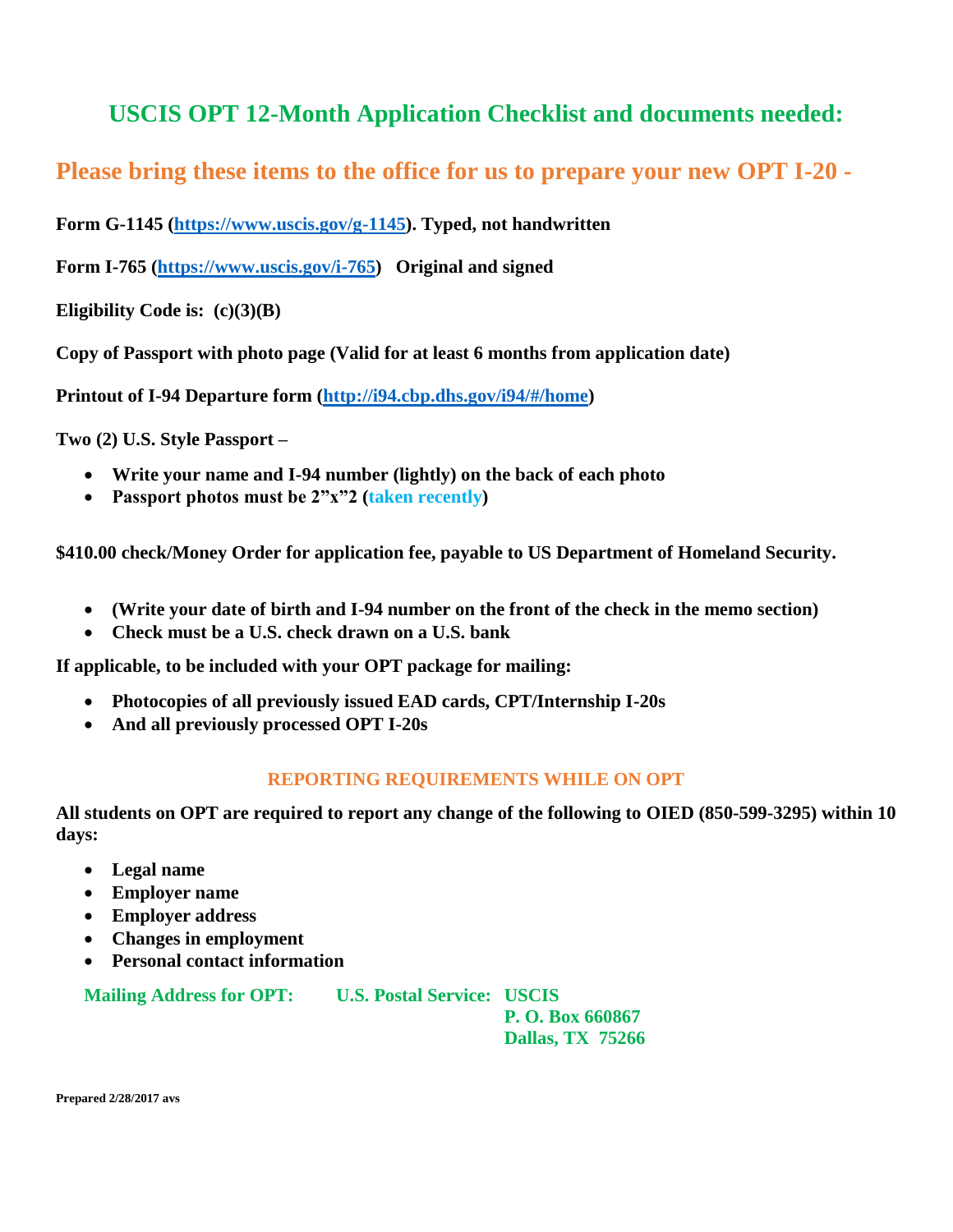# USCIS OPT 12-Month Application Checklist and documents needed:

## Please bring these items to the office for us to prepare your new OPT I-20 -

**Form G-1145 (https://www.uscis.gov/g-1145). Typed, not handwritten**

**Form I-765 (https://www.uscis.gov/i-765) Original and signed**

**Eligibility Code is: (c)(3)(B)**

**Copy of Passport with photo page (Valid for at least 6 months from application date)**

**Printout of I-94 Departure form (http://i94.cbp.dhs.gov/i94/#/home)**

**Two (2) U.S. Style Passport –**

- **Write your name and I-94 number (lightly) on the back of each photo**
- **Passport photos must be 2"x"2 (taken recently)**

**$410.00 check/Money Order for application fee, payable to US Department of Homeland Security.**

- **(Write your date of birth and I-94 number on the front of the check in the memo section)**
- **Check must be a U.S. check drawn on a U.S. bank**

**If applicable, to be included with your OPT package for mailing:**

- **Photocopies of all previously issued EAD cards, CPT/Internship I-20s**
- **And all previously processed OPT I-20s**

### REPORTING REQUIREMENTS WHILE ON OPT

**All students on OPT are required to report any change of the following to OIED (850-599-3295) within 10 days:**

- **Legal name**
- **Employer name**
- **Employer address**
- **Changes in employment**
- **Personal contact information**

**Mailing Address for OPT:** **U.S. Postal Service:** **USCIS**
**P. O. Box 660867**
**Dallas, TX 75266**

**Prepared 2/28/2017 avs**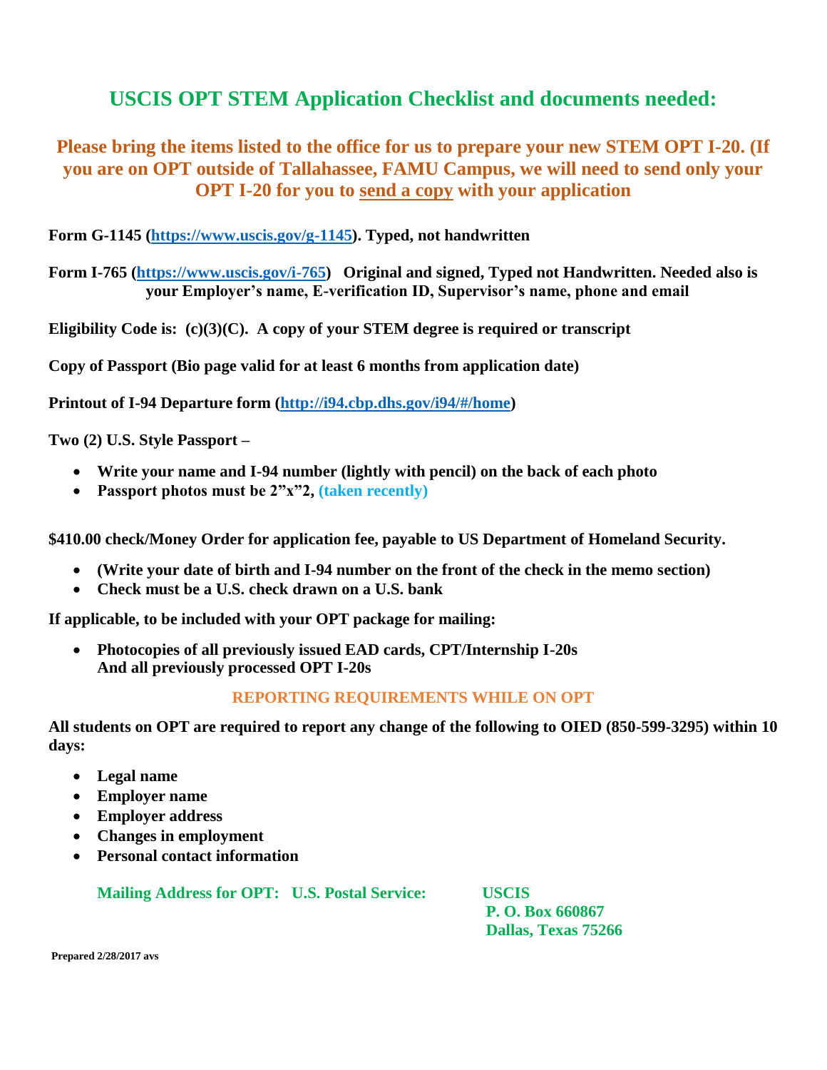# USCIS OPT STEM Application Checklist and documents needed:

## Please bring the items listed to the office for us to prepare your new STEM OPT I-20. (If you are on OPT outside of Tallahassee, FAMU Campus, we will need to send only your OPT I-20 for you to send a copy with your application

**Form G-1145 (https://www.uscis.gov/g-1145). Typed, not handwritten**

**Form I-765 (https://www.uscis.gov/i-765) Original and signed, Typed not Handwritten. Needed also is your Employer's name, E-verification ID, Supervisor's name, phone and email**

**Eligibility Code is: (c)(3)(C). A copy of your STEM degree is required or transcript**

**Copy of Passport (Bio page valid for at least 6 months from application date)**

**Printout of I-94 Departure form (http://i94.cbp.dhs.gov/i94/#/home)**

**Two (2) U.S. Style Passport –**

- **Write your name and I-94 number (lightly with pencil) on the back of each photo**
- **Passport photos must be 2"x"2, (taken recently)**

**$410.00 check/Money Order for application fee, payable to US Department of Homeland Security.**

- **(Write your date of birth and I-94 number on the front of the check in the memo section)**
- **Check must be a U.S. check drawn on a U.S. bank**

**If applicable, to be included with your OPT package for mailing:**

- **Photocopies of all previously issued EAD cards, CPT/Internship I-20s And all previously processed OPT I-20s**

### REPORTING REQUIREMENTS WHILE ON OPT

**All students on OPT are required to report any change of the following to OIED (850-599-3295) within 10 days:**

- **Legal name**
- **Employer name**
- **Employer address**
- **Changes in employment**
- **Personal contact information**

**Mailing Address for OPT: U.S. Postal Service:**

**USCIS**
**P. O. Box 660867**
**Dallas, Texas 75266**

**Prepared 2/28/2017 avs**